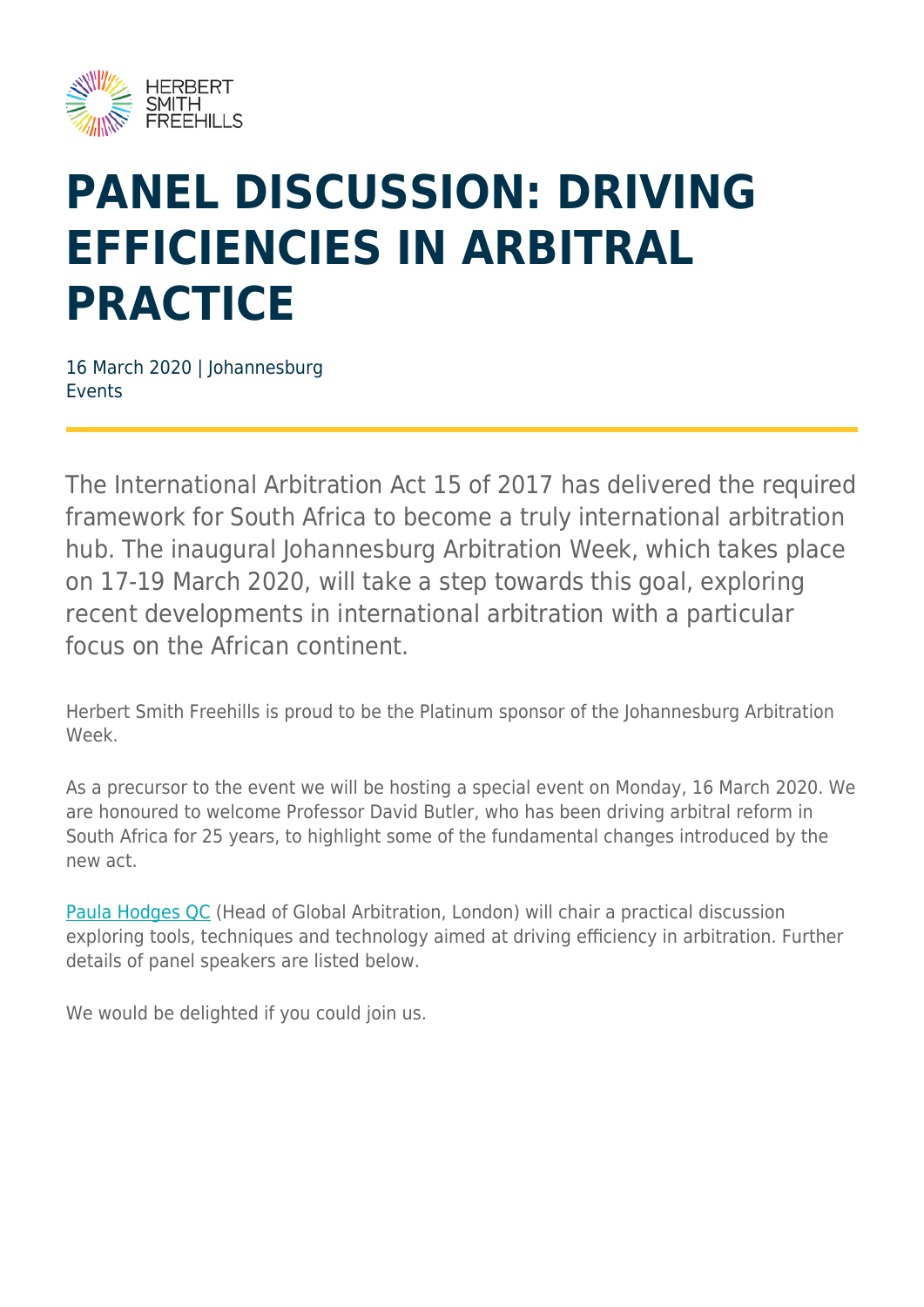# PANEL DISCUSSION: DRIVING EFFICIENCIES IN ARBITRAL PRACTICE

16 March 2020 | Johannesburg
Events

The International Arbitration Act 15 of 2017 has delivered the required framework for South Africa to become a truly international arbitration hub. The inaugural Johannesburg Arbitration Week, which takes place on 17-19 March 2020, will take a step towards this goal, exploring recent developments in international arbitration with a particular focus on the African continent.

Herbert Smith Freehills is proud to be the Platinum sponsor of the Johannesburg Arbitration Week.

As a precursor to the event we will be hosting a special event on Monday, 16 March 2020. We are honoured to welcome Professor David Butler, who has been driving arbitral reform in South Africa for 25 years, to highlight some of the fundamental changes introduced by the new act.

Paula Hodges QC (Head of Global Arbitration, London) will chair a practical discussion exploring tools, techniques and technology aimed at driving efficiency in arbitration. Further details of panel speakers are listed below.

We would be delighted if you could join us.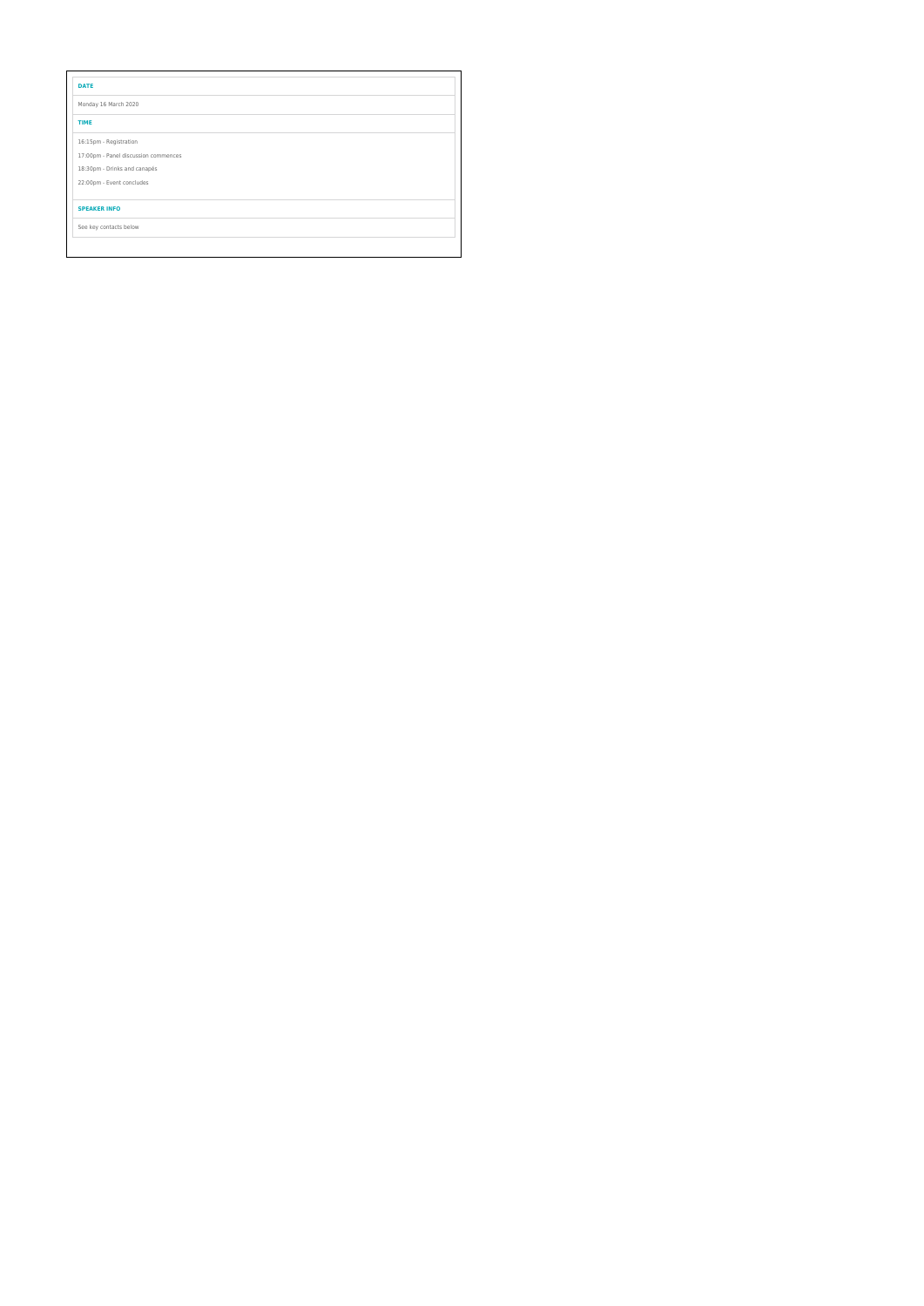**DATE**

Monday 16 March 2020

**TIME**

16:15pm - Registration

17:00pm - Panel discussion commences

18:30pm - Drinks and canapés

22:00pm - Event concludes

**SPEAKER INFO**

See key contacts below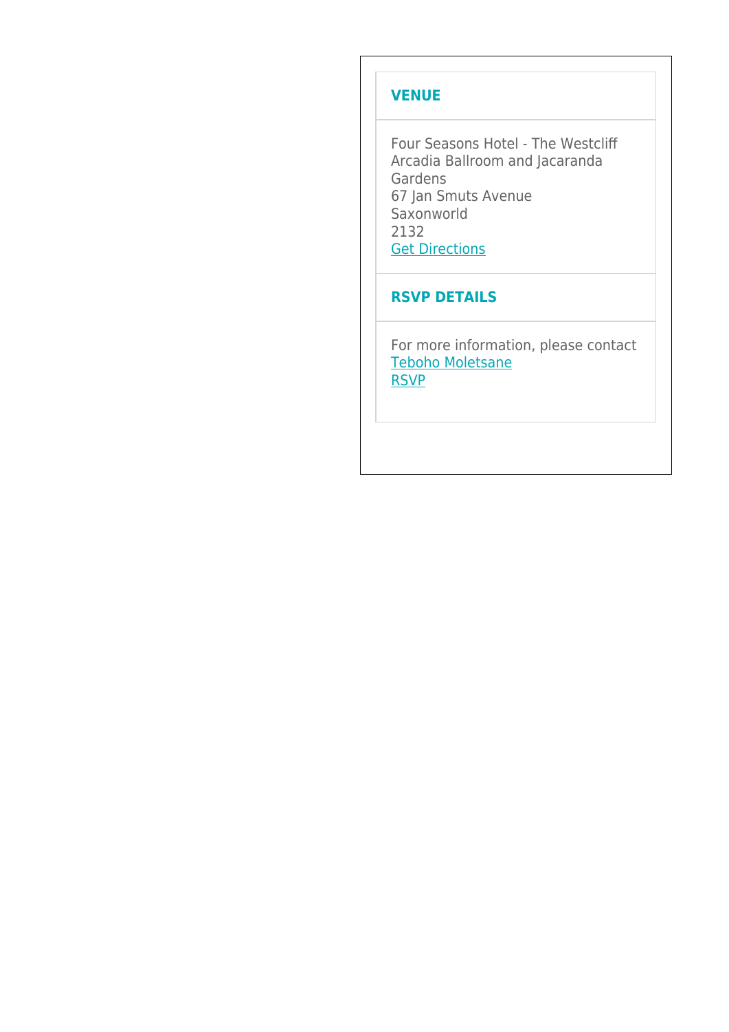## VENUE

Four Seasons Hotel - The Westcliff
Arcadia Ballroom and Jacaranda Gardens
67 Jan Smuts Avenue
Saxonworld
2132
Get Directions

## RSVP DETAILS

For more information, please contact
Teboho Moletsane
RSVP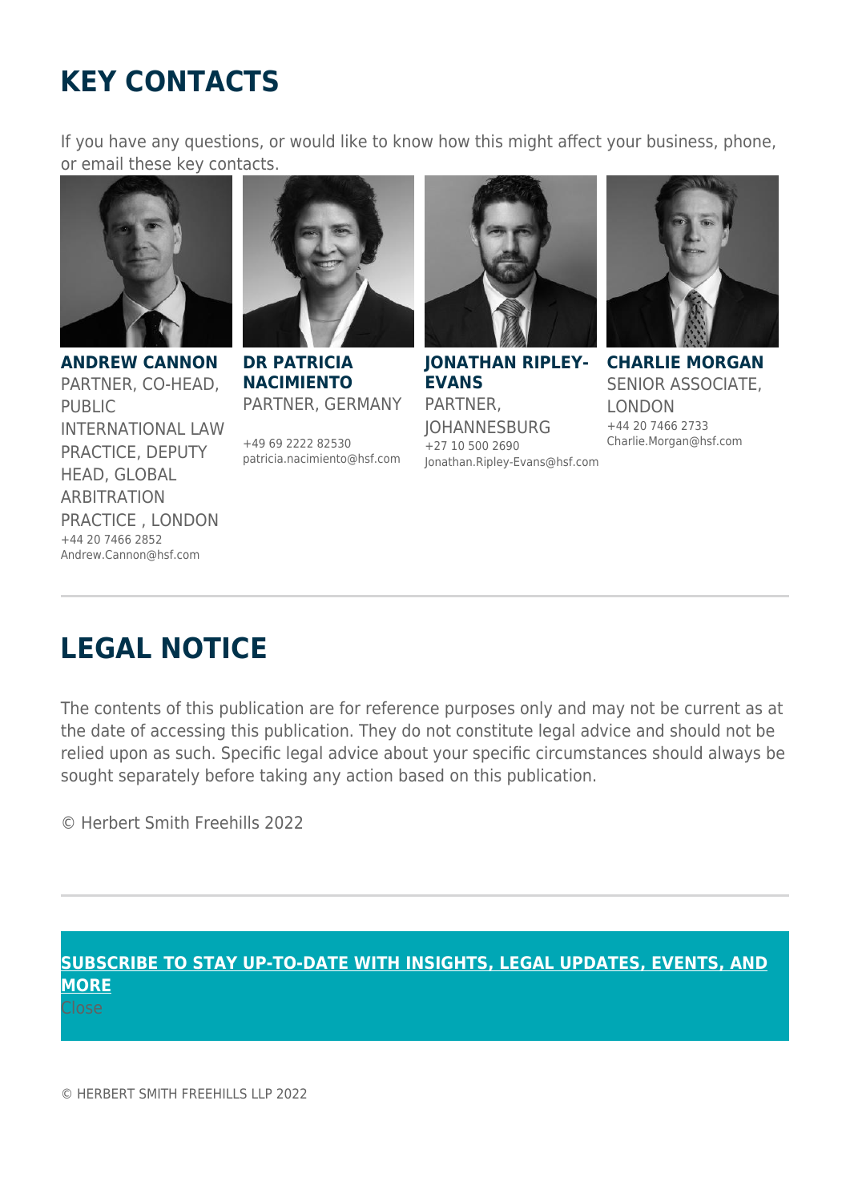## KEY CONTACTS

If you have any questions, or would like to know how this might affect your business, phone, or email these key contacts.

**ANDREW CANNON**
PARTNER, CO-HEAD, PUBLIC INTERNATIONAL LAW PRACTICE, DEPUTY HEAD, GLOBAL ARBITRATION PRACTICE , LONDON
+44 20 7466 2852
Andrew.Cannon@hsf.com

**DR PATRICIA NACIMIENTO**
PARTNER, GERMANY
+49 69 2222 82530
patricia.nacimiento@hsf.com

**JONATHAN RIPLEY-EVANS**
PARTNER, JOHANNESBURG
+27 10 500 2690
Jonathan.Ripley-Evans@hsf.com

**CHARLIE MORGAN**
SENIOR ASSOCIATE, LONDON
+44 20 7466 2733
Charlie.Morgan@hsf.com

## LEGAL NOTICE

The contents of this publication are for reference purposes only and may not be current as at the date of accessing this publication. They do not constitute legal advice and should not be relied upon as such. Specific legal advice about your specific circumstances should always be sought separately before taking any action based on this publication.

© Herbert Smith Freehills 2022

**SUBSCRIBE TO STAY UP-TO-DATE WITH INSIGHTS, LEGAL UPDATES, EVENTS, AND MORE**

Close

© HERBERT SMITH FREEHILLS LLP 2022